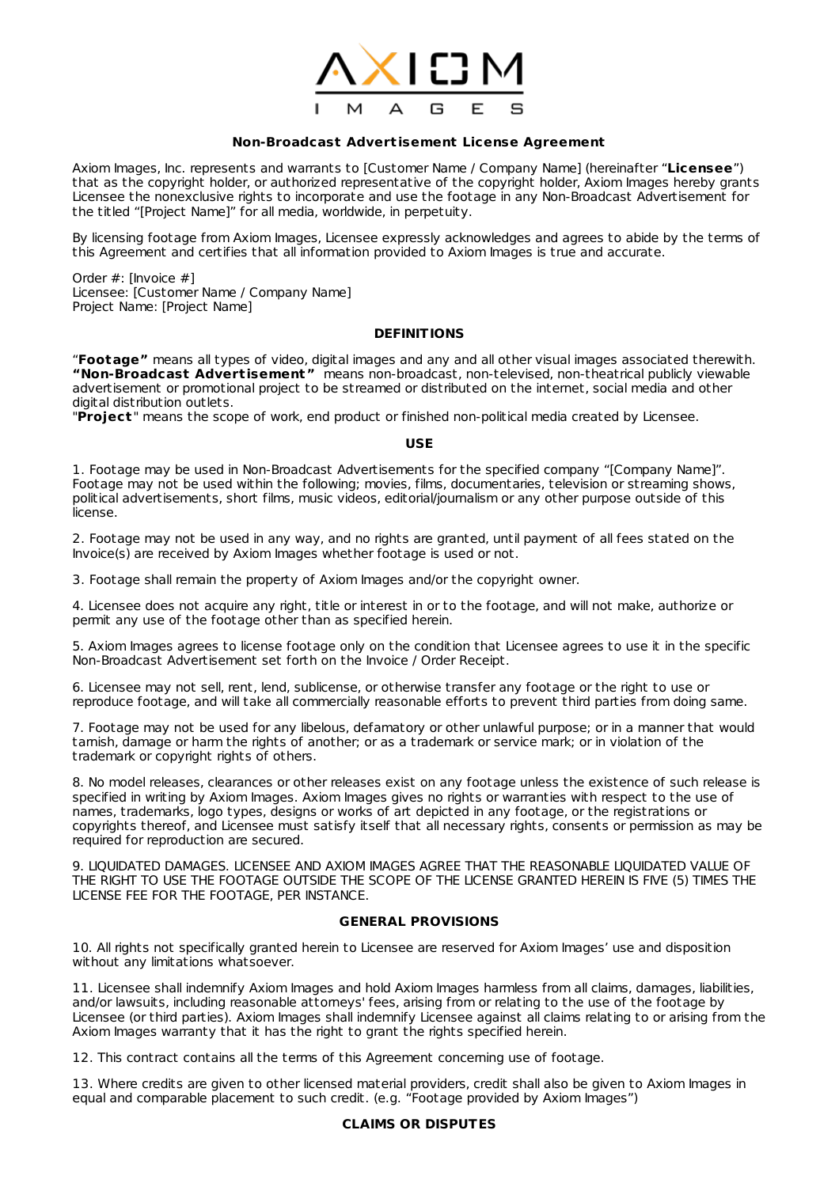AXIOM IMAGES

## Non-Broadcast Advertisement License Agreement

Axiom Images, Inc. represents and warrants to [Customer Name / Company Name] (hereinafter "**Licensee**") that as the copyright holder, or authorized representative of the copyright holder, Axiom Images hereby grants Licensee the nonexclusive rights to incorporate and use the footage in any Non-Broadcast Advertisement for the titled "[Project Name]" for all media, worldwide, in perpetuity.

By licensing footage from Axiom Images, Licensee expressly acknowledges and agrees to abide by the terms of this Agreement and certifies that all information provided to Axiom Images is true and accurate.

Order #: [Invoice #]
Licensee: [Customer Name / Company Name]
Project Name: [Project Name]

### DEFINITIONS

"**Footage"** means all types of video, digital images and any and all other visual images associated therewith.
**"Non-Broadcast Advertisement"** means non-broadcast, non-televised, non-theatrical publicly viewable advertisement or promotional project to be streamed or distributed on the internet, social media and other digital distribution outlets.
"**Project**" means the scope of work, end product or finished non-political media created by Licensee.

### USE

1. Footage may be used in Non-Broadcast Advertisements for the specified company "[Company Name]". Footage may not be used within the following; movies, films, documentaries, television or streaming shows, political advertisements, short films, music videos, editorial/journalism or any other purpose outside of this license.

2. Footage may not be used in any way, and no rights are granted, until payment of all fees stated on the Invoice(s) are received by Axiom Images whether footage is used or not.

3. Footage shall remain the property of Axiom Images and/or the copyright owner.

4. Licensee does not acquire any right, title or interest in or to the footage, and will not make, authorize or permit any use of the footage other than as specified herein.

5. Axiom Images agrees to license footage only on the condition that Licensee agrees to use it in the specific Non-Broadcast Advertisement set forth on the Invoice / Order Receipt.

6. Licensee may not sell, rent, lend, sublicense, or otherwise transfer any footage or the right to use or reproduce footage, and will take all commercially reasonable efforts to prevent third parties from doing same.

7. Footage may not be used for any libelous, defamatory or other unlawful purpose; or in a manner that would tarnish, damage or harm the rights of another; or as a trademark or service mark; or in violation of the trademark or copyright rights of others.

8. No model releases, clearances or other releases exist on any footage unless the existence of such release is specified in writing by Axiom Images. Axiom Images gives no rights or warranties with respect to the use of names, trademarks, logo types, designs or works of art depicted in any footage, or the registrations or copyrights thereof, and Licensee must satisfy itself that all necessary rights, consents or permission as may be required for reproduction are secured.

9. LIQUIDATED DAMAGES. LICENSEE AND AXIOM IMAGES AGREE THAT THE REASONABLE LIQUIDATED VALUE OF THE RIGHT TO USE THE FOOTAGE OUTSIDE THE SCOPE OF THE LICENSE GRANTED HEREIN IS FIVE (5) TIMES THE LICENSE FEE FOR THE FOOTAGE, PER INSTANCE.

### GENERAL PROVISIONS

10. All rights not specifically granted herein to Licensee are reserved for Axiom Images' use and disposition without any limitations whatsoever.

11. Licensee shall indemnify Axiom Images and hold Axiom Images harmless from all claims, damages, liabilities, and/or lawsuits, including reasonable attorneys' fees, arising from or relating to the use of the footage by Licensee (or third parties). Axiom Images shall indemnify Licensee against all claims relating to or arising from the Axiom Images warranty that it has the right to grant the rights specified herein.

12. This contract contains all the terms of this Agreement concerning use of footage.

13. Where credits are given to other licensed material providers, credit shall also be given to Axiom Images in equal and comparable placement to such credit. (e.g. "Footage provided by Axiom Images")

### CLAIMS OR DISPUTES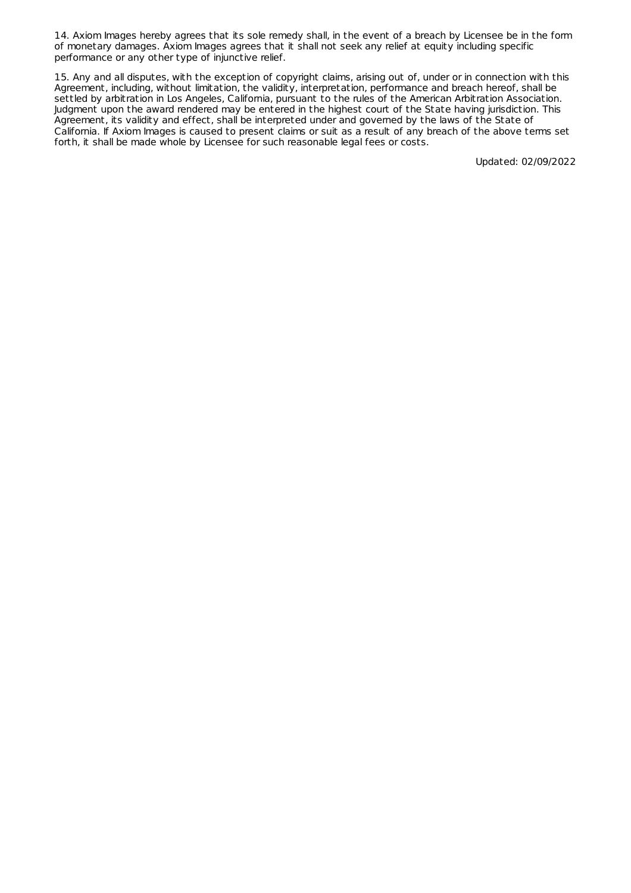14. Axiom Images hereby agrees that its sole remedy shall, in the event of a breach by Licensee be in the form of monetary damages. Axiom Images agrees that it shall not seek any relief at equity including specific performance or any other type of injunctive relief.

15. Any and all disputes, with the exception of copyright claims, arising out of, under or in connection with this Agreement, including, without limitation, the validity, interpretation, performance and breach hereof, shall be settled by arbitration in Los Angeles, California, pursuant to the rules of the American Arbitration Association. Judgment upon the award rendered may be entered in the highest court of the State having jurisdiction. This Agreement, its validity and effect, shall be interpreted under and governed by the laws of the State of California. If Axiom Images is caused to present claims or suit as a result of any breach of the above terms set forth, it shall be made whole by Licensee for such reasonable legal fees or costs.

Updated: 02/09/2022